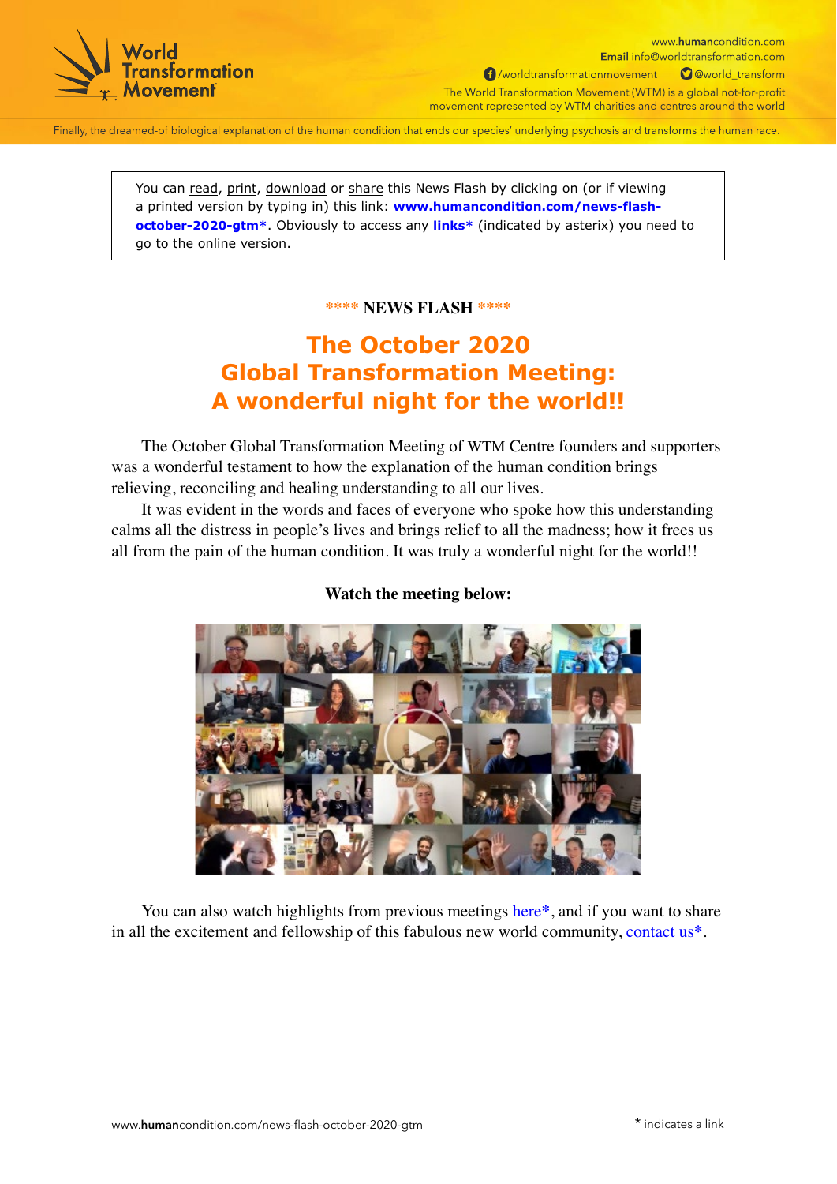World Transformation Movement

www.humancondition.com
Email info@worldtransformation.com
/worldtransformationmovement @world_transform
The World Transformation Movement (WTM) is a global not-for-profit movement represented by WTM charities and centres around the world

Finally, the dreamed-of biological explanation of the human condition that ends our species' underlying psychosis and transforms the human race.

> You can read, print, download or share this News Flash by clicking on (or if viewing a printed version by typing in) this link: **www.humancondition.com/news-flash-october-2020-gtm***. Obviously to access any **links*** (indicated by asterix) you need to go to the online version.

**\*\*\*\* NEWS FLASH \*\*\*\***

# The October 2020 Global Transformation Meeting: A wonderful night for the world!!

The October Global Transformation Meeting of WTM Centre founders and supporters was a wonderful testament to how the explanation of the human condition brings relieving, reconciling and healing understanding to all our lives.

It was evident in the words and faces of everyone who spoke how this understanding calms all the distress in people's lives and brings relief to all the madness; how it frees us all from the pain of the human condition. It was truly a wonderful night for the world!!

**Watch the meeting below:**

You can also watch highlights from previous meetings here*, and if you want to share in all the excitement and fellowship of this fabulous new world community, contact us*.

\* indicates a link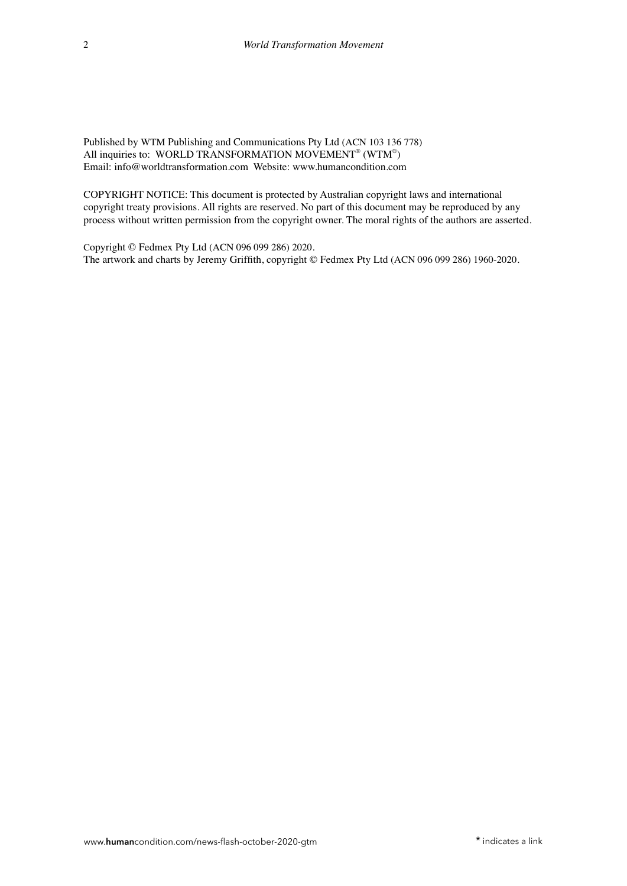Published by WTM Publishing and Communications Pty Ltd (ACN 103 136 778)
All inquiries to: WORLD TRANSFORMATION MOVEMENT® (WTM®)
Email: info@worldtransformation.com Website: www.humancondition.com

COPYRIGHT NOTICE: This document is protected by Australian copyright laws and international copyright treaty provisions. All rights are reserved. No part of this document may be reproduced by any process without written permission from the copyright owner. The moral rights of the authors are asserted.

Copyright © Fedmex Pty Ltd (ACN 096 099 286) 2020.
The artwork and charts by Jeremy Griffith, copyright © Fedmex Pty Ltd (ACN 096 099 286) 1960-2020.